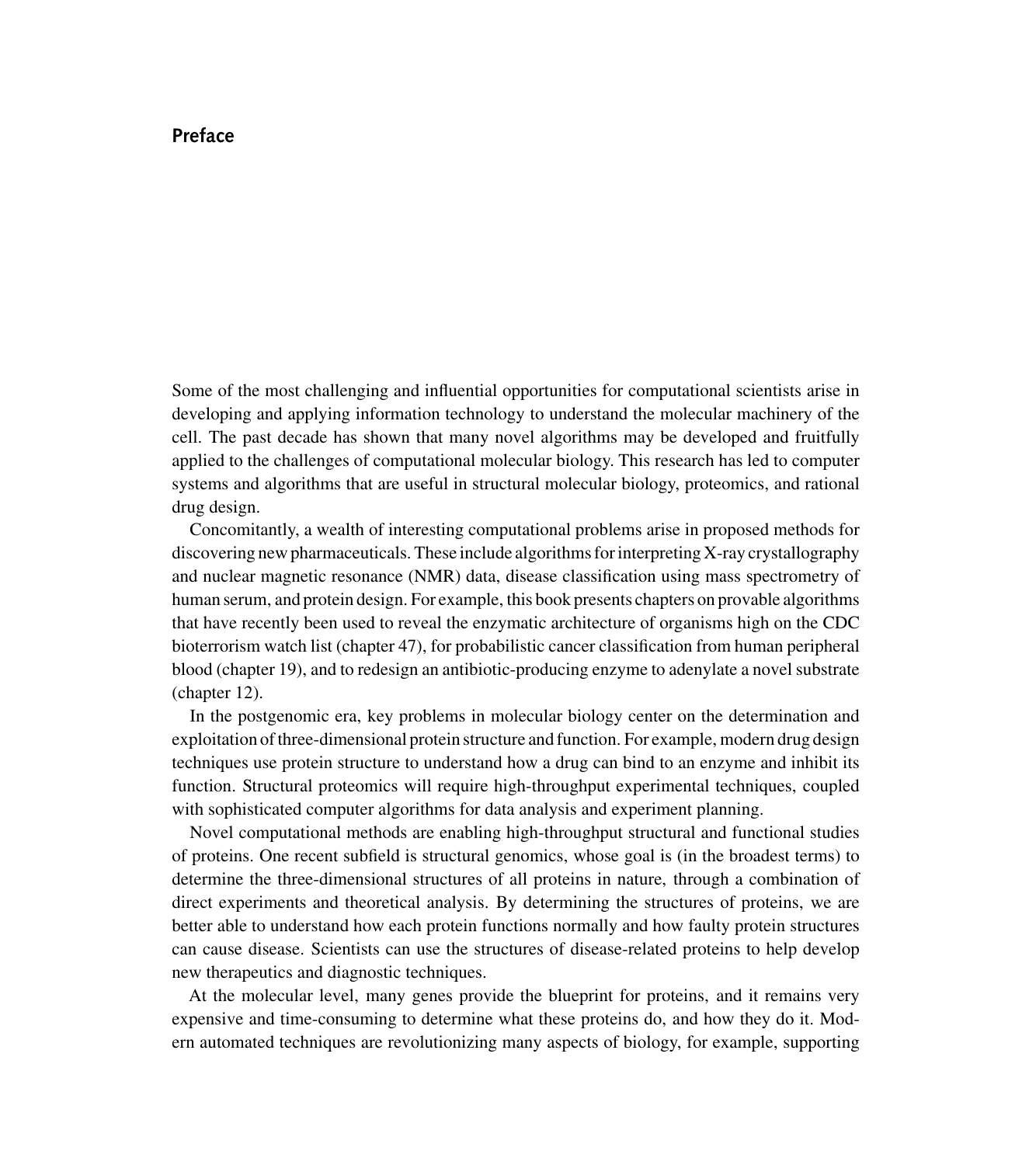# Preface

Some of the most challenging and influential opportunities for computational scientists arise in developing and applying information technology to understand the molecular machinery of the cell. The past decade has shown that many novel algorithms may be developed and fruitfully applied to the challenges of computational molecular biology. This research has led to computer systems and algorithms that are useful in structural molecular biology, proteomics, and rational drug design.

Concomitantly, a wealth of interesting computational problems arise in proposed methods for discovering new pharmaceuticals. These include algorithms for interpreting X-ray crystallography and nuclear magnetic resonance (NMR) data, disease classification using mass spectrometry of human serum, and protein design. For example, this book presents chapters on provable algorithms that have recently been used to reveal the enzymatic architecture of organisms high on the CDC bioterrorism watch list (chapter 47), for probabilistic cancer classification from human peripheral blood (chapter 19), and to redesign an antibiotic-producing enzyme to adenylate a novel substrate (chapter 12).

In the postgenomic era, key problems in molecular biology center on the determination and exploitation of three-dimensional protein structure and function. For example, modern drug design techniques use protein structure to understand how a drug can bind to an enzyme and inhibit its function. Structural proteomics will require high-throughput experimental techniques, coupled with sophisticated computer algorithms for data analysis and experiment planning.

Novel computational methods are enabling high-throughput structural and functional studies of proteins. One recent subfield is structural genomics, whose goal is (in the broadest terms) to determine the three-dimensional structures of all proteins in nature, through a combination of direct experiments and theoretical analysis. By determining the structures of proteins, we are better able to understand how each protein functions normally and how faulty protein structures can cause disease. Scientists can use the structures of disease-related proteins to help develop new therapeutics and diagnostic techniques.

At the molecular level, many genes provide the blueprint for proteins, and it remains very expensive and time-consuming to determine what these proteins do, and how they do it. Modern automated techniques are revolutionizing many aspects of biology, for example, supporting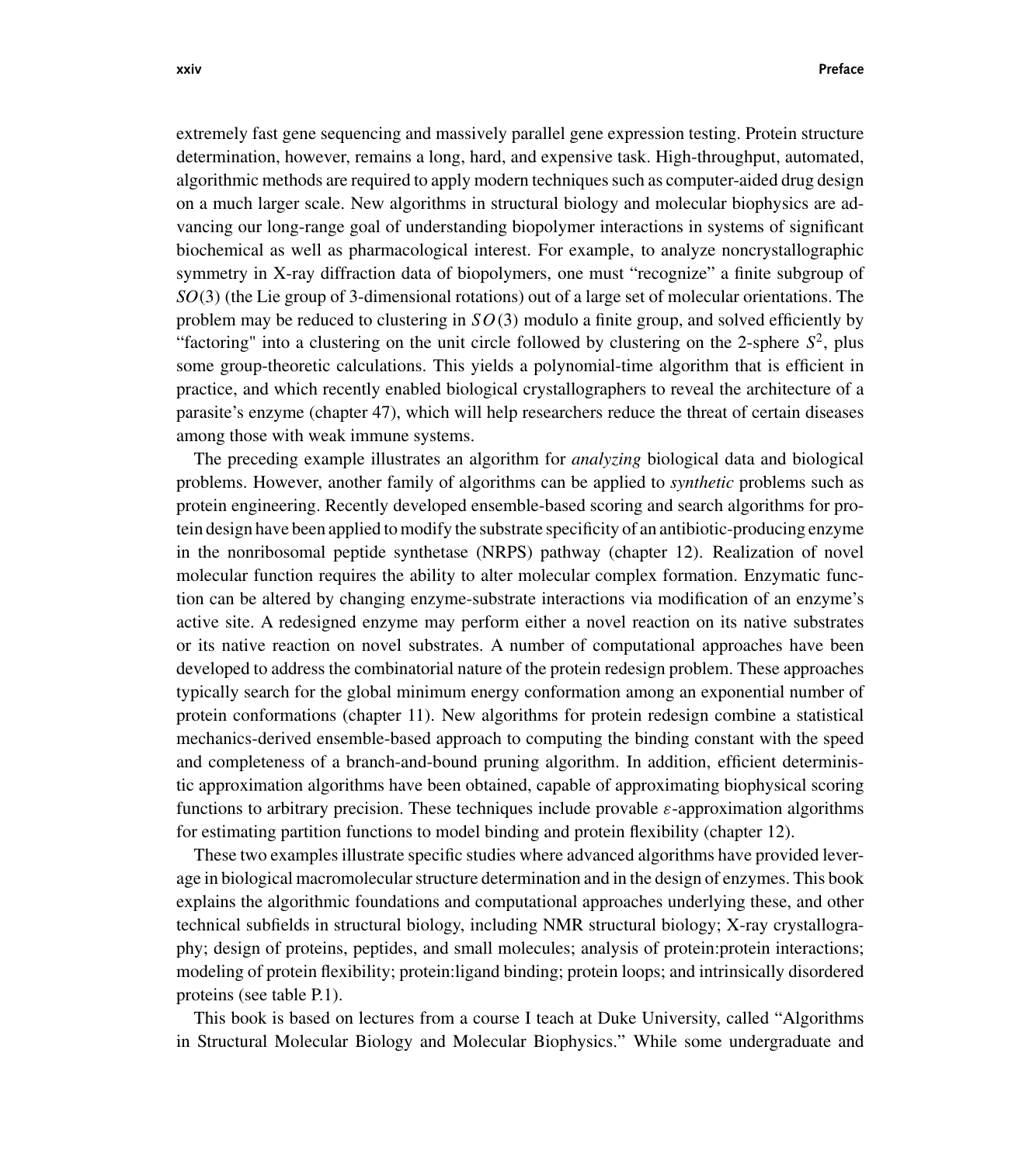extremely fast gene sequencing and massively parallel gene expression testing. Protein structure determination, however, remains a long, hard, and expensive task. High-throughput, automated, algorithmic methods are required to apply modern techniques such as computer-aided drug design on a much larger scale. New algorithms in structural biology and molecular biophysics are advancing our long-range goal of understanding biopolymer interactions in systems of significant biochemical as well as pharmacological interest. For example, to analyze noncrystallographic symmetry in X-ray diffraction data of biopolymers, one must "recognize" a finite subgroup of $SO(3)$ (the Lie group of 3-dimensional rotations) out of a large set of molecular orientations. The problem may be reduced to clustering in $SO(3)$ modulo a finite group, and solved efficiently by "factoring" into a clustering on the unit circle followed by clustering on the 2-sphere $S^2$, plus some group-theoretic calculations. This yields a polynomial-time algorithm that is efficient in practice, and which recently enabled biological crystallographers to reveal the architecture of a parasite's enzyme (chapter 47), which will help researchers reduce the threat of certain diseases among those with weak immune systems.

The preceding example illustrates an algorithm for *analyzing* biological data and biological problems. However, another family of algorithms can be applied to *synthetic* problems such as protein engineering. Recently developed ensemble-based scoring and search algorithms for protein design have been applied to modify the substrate specificity of an antibiotic-producing enzyme in the nonribosomal peptide synthetase (NRPS) pathway (chapter 12). Realization of novel molecular function requires the ability to alter molecular complex formation. Enzymatic function can be altered by changing enzyme-substrate interactions via modification of an enzyme's active site. A redesigned enzyme may perform either a novel reaction on its native substrates or its native reaction on novel substrates. A number of computational approaches have been developed to address the combinatorial nature of the protein redesign problem. These approaches typically search for the global minimum energy conformation among an exponential number of protein conformations (chapter 11). New algorithms for protein redesign combine a statistical mechanics-derived ensemble-based approach to computing the binding constant with the speed and completeness of a branch-and-bound pruning algorithm. In addition, efficient deterministic approximation algorithms have been obtained, capable of approximating biophysical scoring functions to arbitrary precision. These techniques include provable $\varepsilon$-approximation algorithms for estimating partition functions to model binding and protein flexibility (chapter 12).

These two examples illustrate specific studies where advanced algorithms have provided leverage in biological macromolecular structure determination and in the design of enzymes. This book explains the algorithmic foundations and computational approaches underlying these, and other technical subfields in structural biology, including NMR structural biology; X-ray crystallography; design of proteins, peptides, and small molecules; analysis of protein:protein interactions; modeling of protein flexibility; protein:ligand binding; protein loops; and intrinsically disordered proteins (see table P.1).

This book is based on lectures from a course I teach at Duke University, called "Algorithms in Structural Molecular Biology and Molecular Biophysics." While some undergraduate and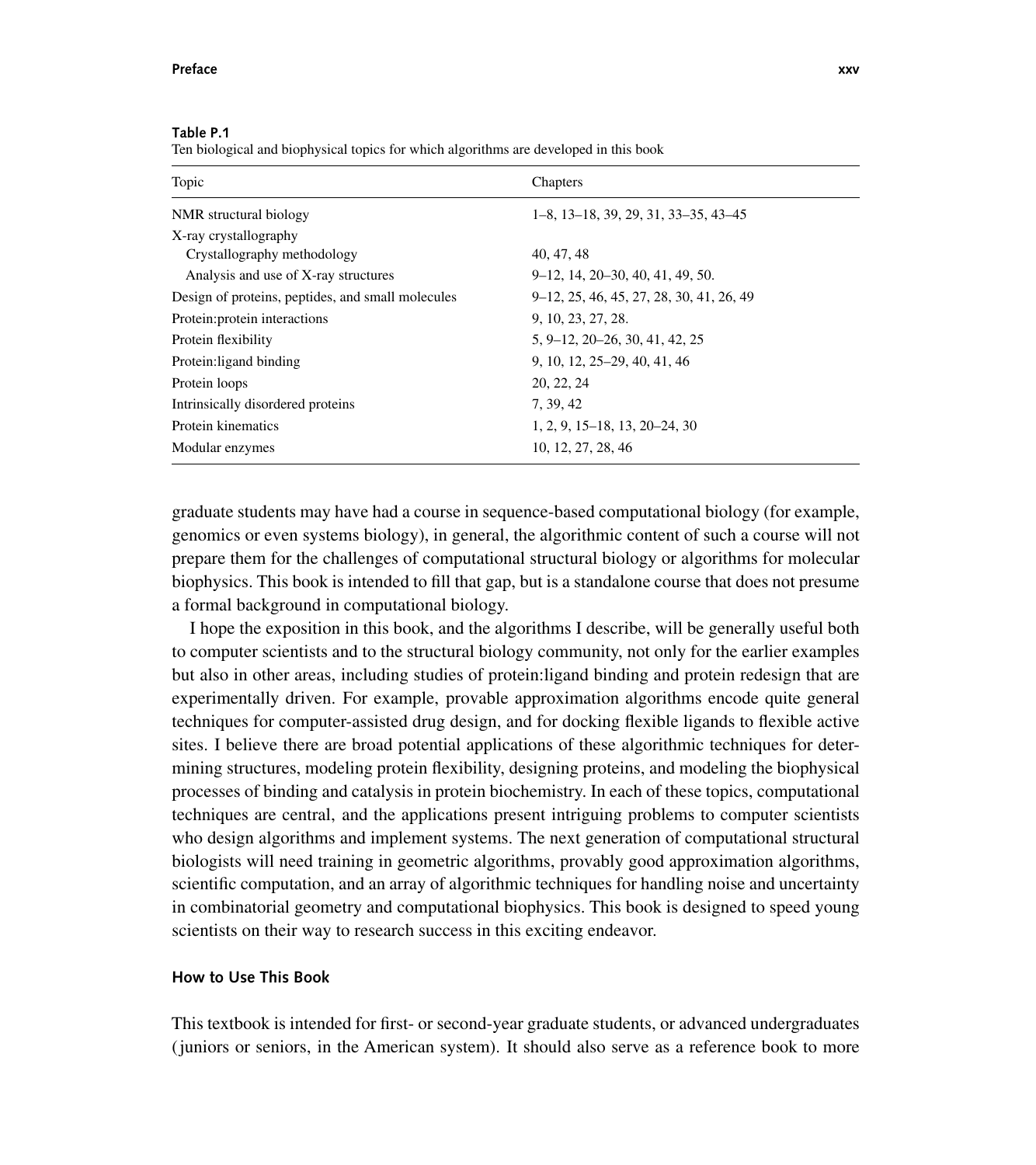**Table P.1**
Ten biological and biophysical topics for which algorithms are developed in this book

| Topic | Chapters |
|---|---|
| NMR structural biology | 1–8, 13–18, 39, 29, 31, 33–35, 43–45 |
| X-ray crystallography | |
| Crystallography methodology | 40, 47, 48 |
| Analysis and use of X-ray structures | 9–12, 14, 20–30, 40, 41, 49, 50. |
| Design of proteins, peptides, and small molecules | 9–12, 25, 46, 45, 27, 28, 30, 41, 26, 49 |
| Protein:protein interactions | 9, 10, 23, 27, 28. |
| Protein flexibility | 5, 9–12, 20–26, 30, 41, 42, 25 |
| Protein:ligand binding | 9, 10, 12, 25–29, 40, 41, 46 |
| Protein loops | 20, 22, 24 |
| Intrinsically disordered proteins | 7, 39, 42 |
| Protein kinematics | 1, 2, 9, 15–18, 13, 20–24, 30 |
| Modular enzymes | 10, 12, 27, 28, 46 |

graduate students may have had a course in sequence-based computational biology (for example, genomics or even systems biology), in general, the algorithmic content of such a course will not prepare them for the challenges of computational structural biology or algorithms for molecular biophysics. This book is intended to fill that gap, but is a standalone course that does not presume a formal background in computational biology.

I hope the exposition in this book, and the algorithms I describe, will be generally useful both to computer scientists and to the structural biology community, not only for the earlier examples but also in other areas, including studies of protein:ligand binding and protein redesign that are experimentally driven. For example, provable approximation algorithms encode quite general techniques for computer-assisted drug design, and for docking flexible ligands to flexible active sites. I believe there are broad potential applications of these algorithmic techniques for determining structures, modeling protein flexibility, designing proteins, and modeling the biophysical processes of binding and catalysis in protein biochemistry. In each of these topics, computational techniques are central, and the applications present intriguing problems to computer scientists who design algorithms and implement systems. The next generation of computational structural biologists will need training in geometric algorithms, provably good approximation algorithms, scientific computation, and an array of algorithmic techniques for handling noise and uncertainty in combinatorial geometry and computational biophysics. This book is designed to speed young scientists on their way to research success in this exciting endeavor.

### How to Use This Book

This textbook is intended for first- or second-year graduate students, or advanced undergraduates (juniors or seniors, in the American system). It should also serve as a reference book to more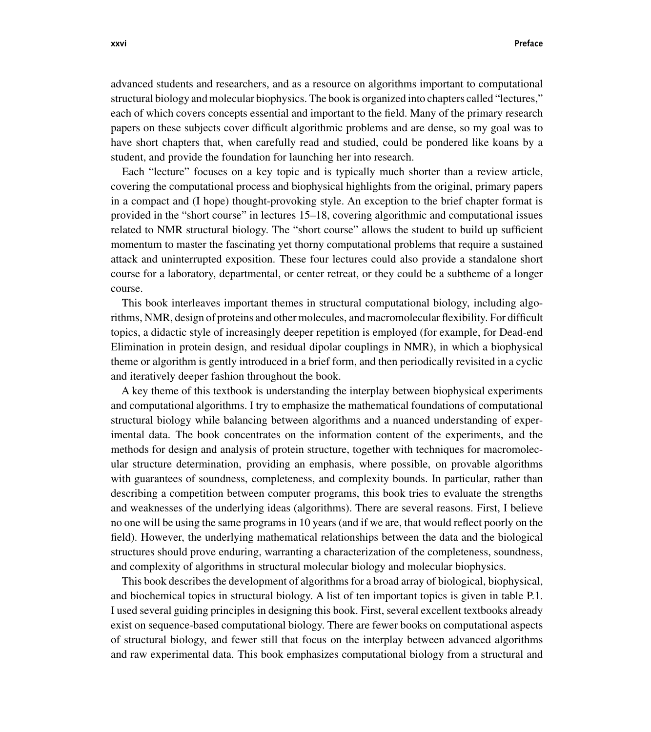advanced students and researchers, and as a resource on algorithms important to computational structural biology and molecular biophysics. The book is organized into chapters called "lectures," each of which covers concepts essential and important to the field. Many of the primary research papers on these subjects cover difficult algorithmic problems and are dense, so my goal was to have short chapters that, when carefully read and studied, could be pondered like koans by a student, and provide the foundation for launching her into research.

Each "lecture" focuses on a key topic and is typically much shorter than a review article, covering the computational process and biophysical highlights from the original, primary papers in a compact and (I hope) thought-provoking style. An exception to the brief chapter format is provided in the "short course" in lectures 15–18, covering algorithmic and computational issues related to NMR structural biology. The "short course" allows the student to build up sufficient momentum to master the fascinating yet thorny computational problems that require a sustained attack and uninterrupted exposition. These four lectures could also provide a standalone short course for a laboratory, departmental, or center retreat, or they could be a subtheme of a longer course.

This book interleaves important themes in structural computational biology, including algorithms, NMR, design of proteins and other molecules, and macromolecular flexibility. For difficult topics, a didactic style of increasingly deeper repetition is employed (for example, for Dead-end Elimination in protein design, and residual dipolar couplings in NMR), in which a biophysical theme or algorithm is gently introduced in a brief form, and then periodically revisited in a cyclic and iteratively deeper fashion throughout the book.

A key theme of this textbook is understanding the interplay between biophysical experiments and computational algorithms. I try to emphasize the mathematical foundations of computational structural biology while balancing between algorithms and a nuanced understanding of experimental data. The book concentrates on the information content of the experiments, and the methods for design and analysis of protein structure, together with techniques for macromolecular structure determination, providing an emphasis, where possible, on provable algorithms with guarantees of soundness, completeness, and complexity bounds. In particular, rather than describing a competition between computer programs, this book tries to evaluate the strengths and weaknesses of the underlying ideas (algorithms). There are several reasons. First, I believe no one will be using the same programs in 10 years (and if we are, that would reflect poorly on the field). However, the underlying mathematical relationships between the data and the biological structures should prove enduring, warranting a characterization of the completeness, soundness, and complexity of algorithms in structural molecular biology and molecular biophysics.

This book describes the development of algorithms for a broad array of biological, biophysical, and biochemical topics in structural biology. A list of ten important topics is given in table P.1. I used several guiding principles in designing this book. First, several excellent textbooks already exist on sequence-based computational biology. There are fewer books on computational aspects of structural biology, and fewer still that focus on the interplay between advanced algorithms and raw experimental data. This book emphasizes computational biology from a structural and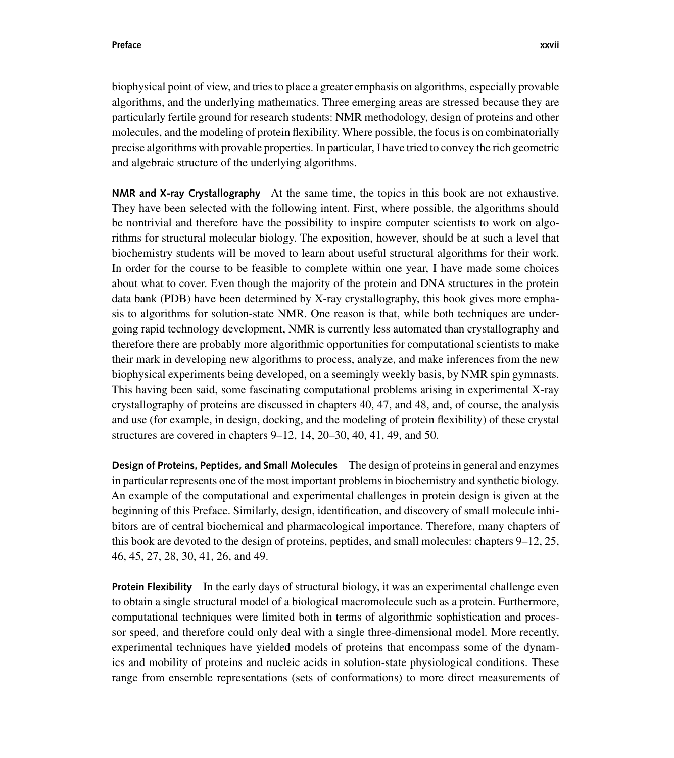biophysical point of view, and tries to place a greater emphasis on algorithms, especially provable algorithms, and the underlying mathematics. Three emerging areas are stressed because they are particularly fertile ground for research students: NMR methodology, design of proteins and other molecules, and the modeling of protein flexibility. Where possible, the focus is on combinatorially precise algorithms with provable properties. In particular, I have tried to convey the rich geometric and algebraic structure of the underlying algorithms.

**NMR and X-ray Crystallography** At the same time, the topics in this book are not exhaustive. They have been selected with the following intent. First, where possible, the algorithms should be nontrivial and therefore have the possibility to inspire computer scientists to work on algorithms for structural molecular biology. The exposition, however, should be at such a level that biochemistry students will be moved to learn about useful structural algorithms for their work. In order for the course to be feasible to complete within one year, I have made some choices about what to cover. Even though the majority of the protein and DNA structures in the protein data bank (PDB) have been determined by X-ray crystallography, this book gives more emphasis to algorithms for solution-state NMR. One reason is that, while both techniques are undergoing rapid technology development, NMR is currently less automated than crystallography and therefore there are probably more algorithmic opportunities for computational scientists to make their mark in developing new algorithms to process, analyze, and make inferences from the new biophysical experiments being developed, on a seemingly weekly basis, by NMR spin gymnasts. This having been said, some fascinating computational problems arising in experimental X-ray crystallography of proteins are discussed in chapters 40, 47, and 48, and, of course, the analysis and use (for example, in design, docking, and the modeling of protein flexibility) of these crystal structures are covered in chapters 9–12, 14, 20–30, 40, 41, 49, and 50.

**Design of Proteins, Peptides, and Small Molecules** The design of proteins in general and enzymes in particular represents one of the most important problems in biochemistry and synthetic biology. An example of the computational and experimental challenges in protein design is given at the beginning of this Preface. Similarly, design, identification, and discovery of small molecule inhibitors are of central biochemical and pharmacological importance. Therefore, many chapters of this book are devoted to the design of proteins, peptides, and small molecules: chapters 9–12, 25, 46, 45, 27, 28, 30, 41, 26, and 49.

**Protein Flexibility** In the early days of structural biology, it was an experimental challenge even to obtain a single structural model of a biological macromolecule such as a protein. Furthermore, computational techniques were limited both in terms of algorithmic sophistication and processor speed, and therefore could only deal with a single three-dimensional model. More recently, experimental techniques have yielded models of proteins that encompass some of the dynamics and mobility of proteins and nucleic acids in solution-state physiological conditions. These range from ensemble representations (sets of conformations) to more direct measurements of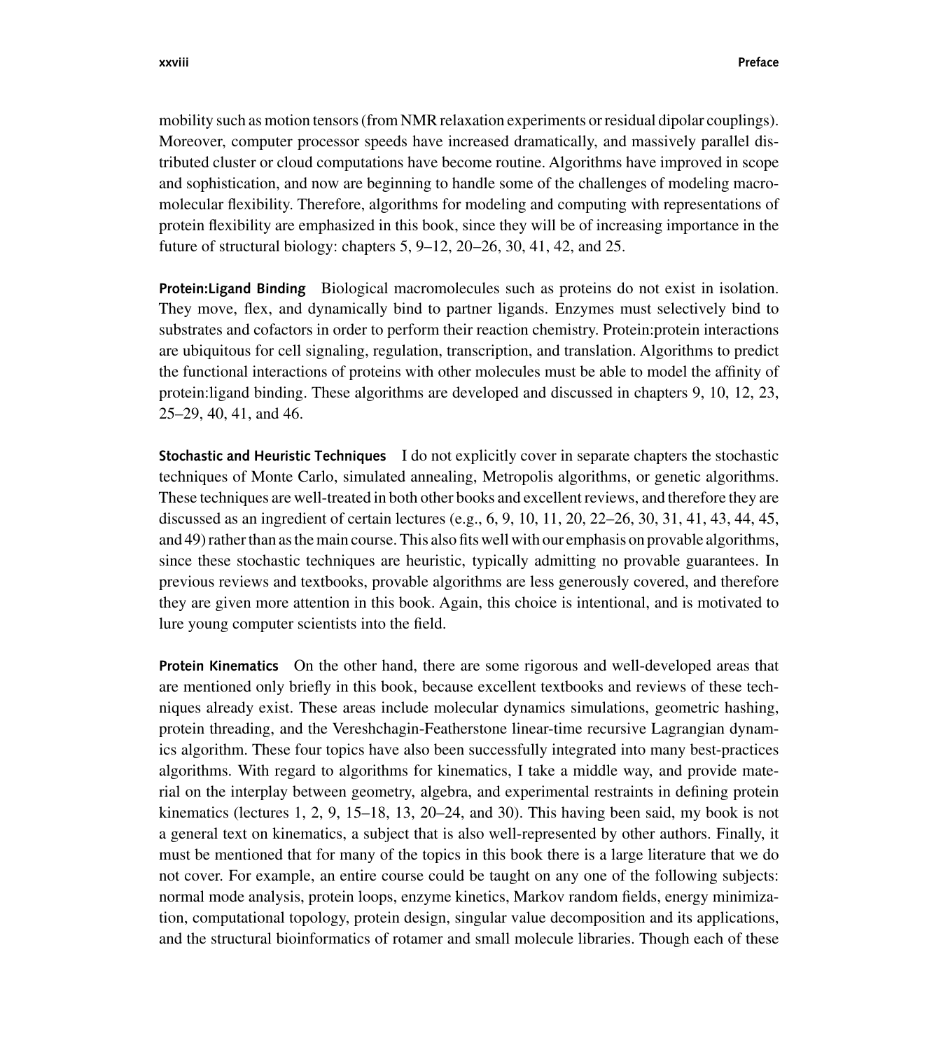mobility such as motion tensors (from NMR relaxation experiments or residual dipolar couplings). Moreover, computer processor speeds have increased dramatically, and massively parallel distributed cluster or cloud computations have become routine. Algorithms have improved in scope and sophistication, and now are beginning to handle some of the challenges of modeling macromolecular flexibility. Therefore, algorithms for modeling and computing with representations of protein flexibility are emphasized in this book, since they will be of increasing importance in the future of structural biology: chapters 5, 9–12, 20–26, 30, 41, 42, and 25.

**Protein:Ligand Binding** Biological macromolecules such as proteins do not exist in isolation. They move, flex, and dynamically bind to partner ligands. Enzymes must selectively bind to substrates and cofactors in order to perform their reaction chemistry. Protein:protein interactions are ubiquitous for cell signaling, regulation, transcription, and translation. Algorithms to predict the functional interactions of proteins with other molecules must be able to model the affinity of protein:ligand binding. These algorithms are developed and discussed in chapters 9, 10, 12, 23, 25–29, 40, 41, and 46.

**Stochastic and Heuristic Techniques** I do not explicitly cover in separate chapters the stochastic techniques of Monte Carlo, simulated annealing, Metropolis algorithms, or genetic algorithms. These techniques are well-treated in both other books and excellent reviews, and therefore they are discussed as an ingredient of certain lectures (e.g., 6, 9, 10, 11, 20, 22–26, 30, 31, 41, 43, 44, 45, and 49) rather than as the main course. This also fits well with our emphasis on provable algorithms, since these stochastic techniques are heuristic, typically admitting no provable guarantees. In previous reviews and textbooks, provable algorithms are less generously covered, and therefore they are given more attention in this book. Again, this choice is intentional, and is motivated to lure young computer scientists into the field.

**Protein Kinematics** On the other hand, there are some rigorous and well-developed areas that are mentioned only briefly in this book, because excellent textbooks and reviews of these techniques already exist. These areas include molecular dynamics simulations, geometric hashing, protein threading, and the Vereshchagin-Featherstone linear-time recursive Lagrangian dynamics algorithm. These four topics have also been successfully integrated into many best-practices algorithms. With regard to algorithms for kinematics, I take a middle way, and provide material on the interplay between geometry, algebra, and experimental restraints in defining protein kinematics (lectures 1, 2, 9, 15–18, 13, 20–24, and 30). This having been said, my book is not a general text on kinematics, a subject that is also well-represented by other authors. Finally, it must be mentioned that for many of the topics in this book there is a large literature that we do not cover. For example, an entire course could be taught on any one of the following subjects: normal mode analysis, protein loops, enzyme kinetics, Markov random fields, energy minimization, computational topology, protein design, singular value decomposition and its applications, and the structural bioinformatics of rotamer and small molecule libraries. Though each of these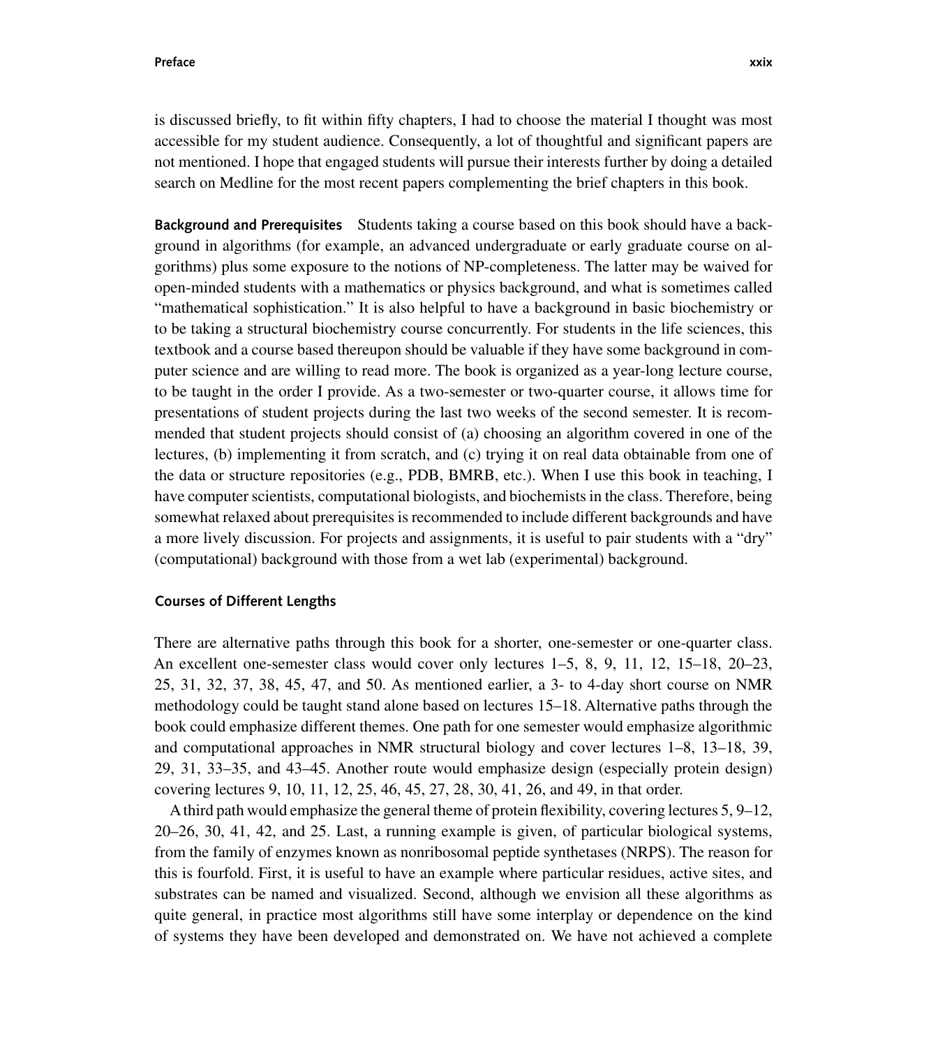is discussed briefly, to fit within fifty chapters, I had to choose the material I thought was most accessible for my student audience. Consequently, a lot of thoughtful and significant papers are not mentioned. I hope that engaged students will pursue their interests further by doing a detailed search on Medline for the most recent papers complementing the brief chapters in this book.

**Background and Prerequisites** Students taking a course based on this book should have a background in algorithms (for example, an advanced undergraduate or early graduate course on algorithms) plus some exposure to the notions of NP-completeness. The latter may be waived for open-minded students with a mathematics or physics background, and what is sometimes called "mathematical sophistication." It is also helpful to have a background in basic biochemistry or to be taking a structural biochemistry course concurrently. For students in the life sciences, this textbook and a course based thereupon should be valuable if they have some background in computer science and are willing to read more. The book is organized as a year-long lecture course, to be taught in the order I provide. As a two-semester or two-quarter course, it allows time for presentations of student projects during the last two weeks of the second semester. It is recommended that student projects should consist of (a) choosing an algorithm covered in one of the lectures, (b) implementing it from scratch, and (c) trying it on real data obtainable from one of the data or structure repositories (e.g., PDB, BMRB, etc.). When I use this book in teaching, I have computer scientists, computational biologists, and biochemists in the class. Therefore, being somewhat relaxed about prerequisites is recommended to include different backgrounds and have a more lively discussion. For projects and assignments, it is useful to pair students with a "dry" (computational) background with those from a wet lab (experimental) background.

### Courses of Different Lengths

There are alternative paths through this book for a shorter, one-semester or one-quarter class. An excellent one-semester class would cover only lectures 1–5, 8, 9, 11, 12, 15–18, 20–23, 25, 31, 32, 37, 38, 45, 47, and 50. As mentioned earlier, a 3- to 4-day short course on NMR methodology could be taught stand alone based on lectures 15–18. Alternative paths through the book could emphasize different themes. One path for one semester would emphasize algorithmic and computational approaches in NMR structural biology and cover lectures 1–8, 13–18, 39, 29, 31, 33–35, and 43–45. Another route would emphasize design (especially protein design) covering lectures 9, 10, 11, 12, 25, 46, 45, 27, 28, 30, 41, 26, and 49, in that order.

A third path would emphasize the general theme of protein flexibility, covering lectures 5, 9–12, 20–26, 30, 41, 42, and 25. Last, a running example is given, of particular biological systems, from the family of enzymes known as nonribosomal peptide synthetases (NRPS). The reason for this is fourfold. First, it is useful to have an example where particular residues, active sites, and substrates can be named and visualized. Second, although we envision all these algorithms as quite general, in practice most algorithms still have some interplay or dependence on the kind of systems they have been developed and demonstrated on. We have not achieved a complete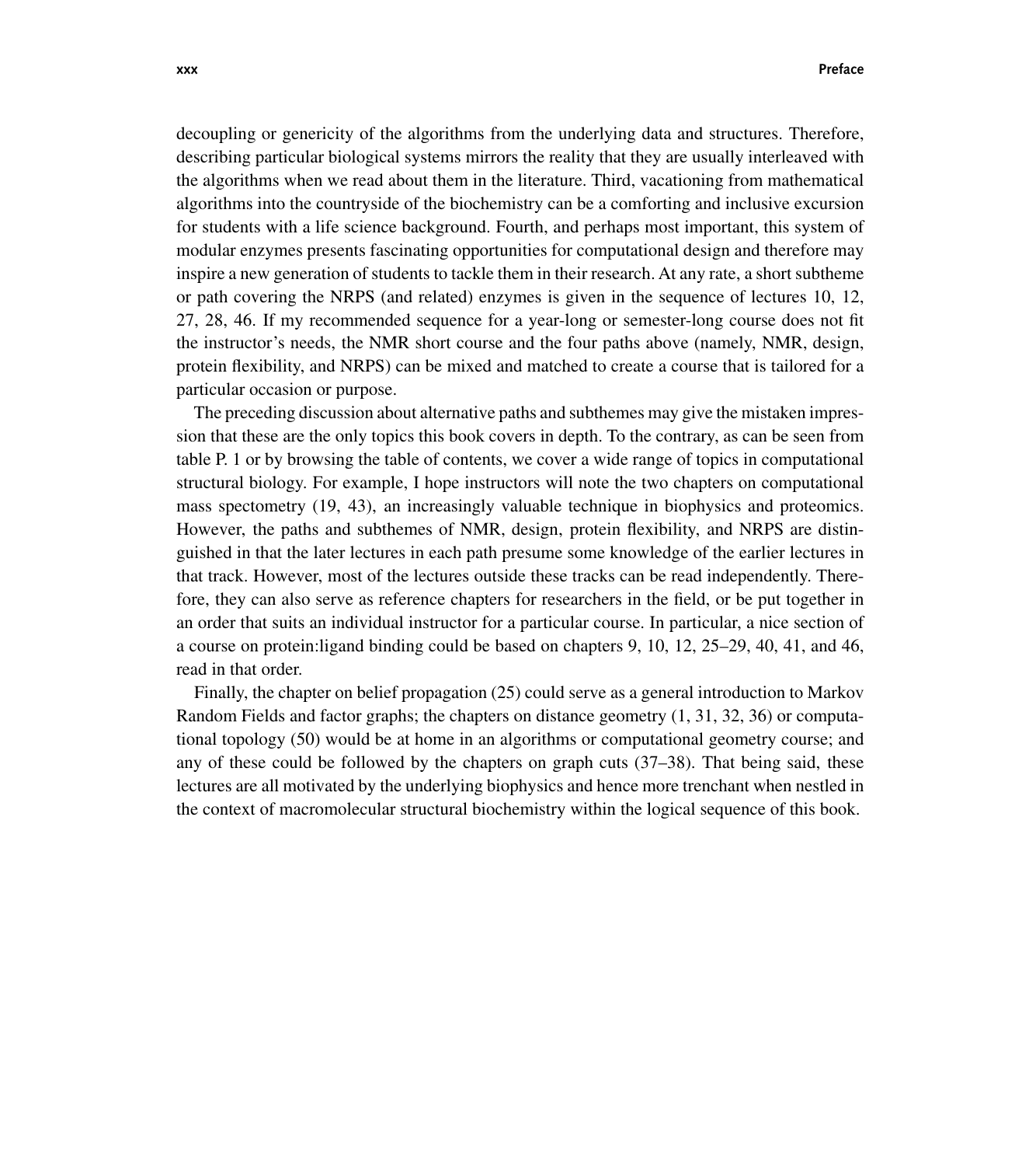decoupling or genericity of the algorithms from the underlying data and structures. Therefore, describing particular biological systems mirrors the reality that they are usually interleaved with the algorithms when we read about them in the literature. Third, vacationing from mathematical algorithms into the countryside of the biochemistry can be a comforting and inclusive excursion for students with a life science background. Fourth, and perhaps most important, this system of modular enzymes presents fascinating opportunities for computational design and therefore may inspire a new generation of students to tackle them in their research. At any rate, a short subtheme or path covering the NRPS (and related) enzymes is given in the sequence of lectures 10, 12, 27, 28, 46. If my recommended sequence for a year-long or semester-long course does not fit the instructor's needs, the NMR short course and the four paths above (namely, NMR, design, protein flexibility, and NRPS) can be mixed and matched to create a course that is tailored for a particular occasion or purpose.

The preceding discussion about alternative paths and subthemes may give the mistaken impression that these are the only topics this book covers in depth. To the contrary, as can be seen from table P. 1 or by browsing the table of contents, we cover a wide range of topics in computational structural biology. For example, I hope instructors will note the two chapters on computational mass spectometry (19, 43), an increasingly valuable technique in biophysics and proteomics. However, the paths and subthemes of NMR, design, protein flexibility, and NRPS are distinguished in that the later lectures in each path presume some knowledge of the earlier lectures in that track. However, most of the lectures outside these tracks can be read independently. Therefore, they can also serve as reference chapters for researchers in the field, or be put together in an order that suits an individual instructor for a particular course. In particular, a nice section of a course on protein:ligand binding could be based on chapters 9, 10, 12, 25–29, 40, 41, and 46, read in that order.

Finally, the chapter on belief propagation (25) could serve as a general introduction to Markov Random Fields and factor graphs; the chapters on distance geometry (1, 31, 32, 36) or computational topology (50) would be at home in an algorithms or computational geometry course; and any of these could be followed by the chapters on graph cuts (37–38). That being said, these lectures are all motivated by the underlying biophysics and hence more trenchant when nestled in the context of macromolecular structural biochemistry within the logical sequence of this book.